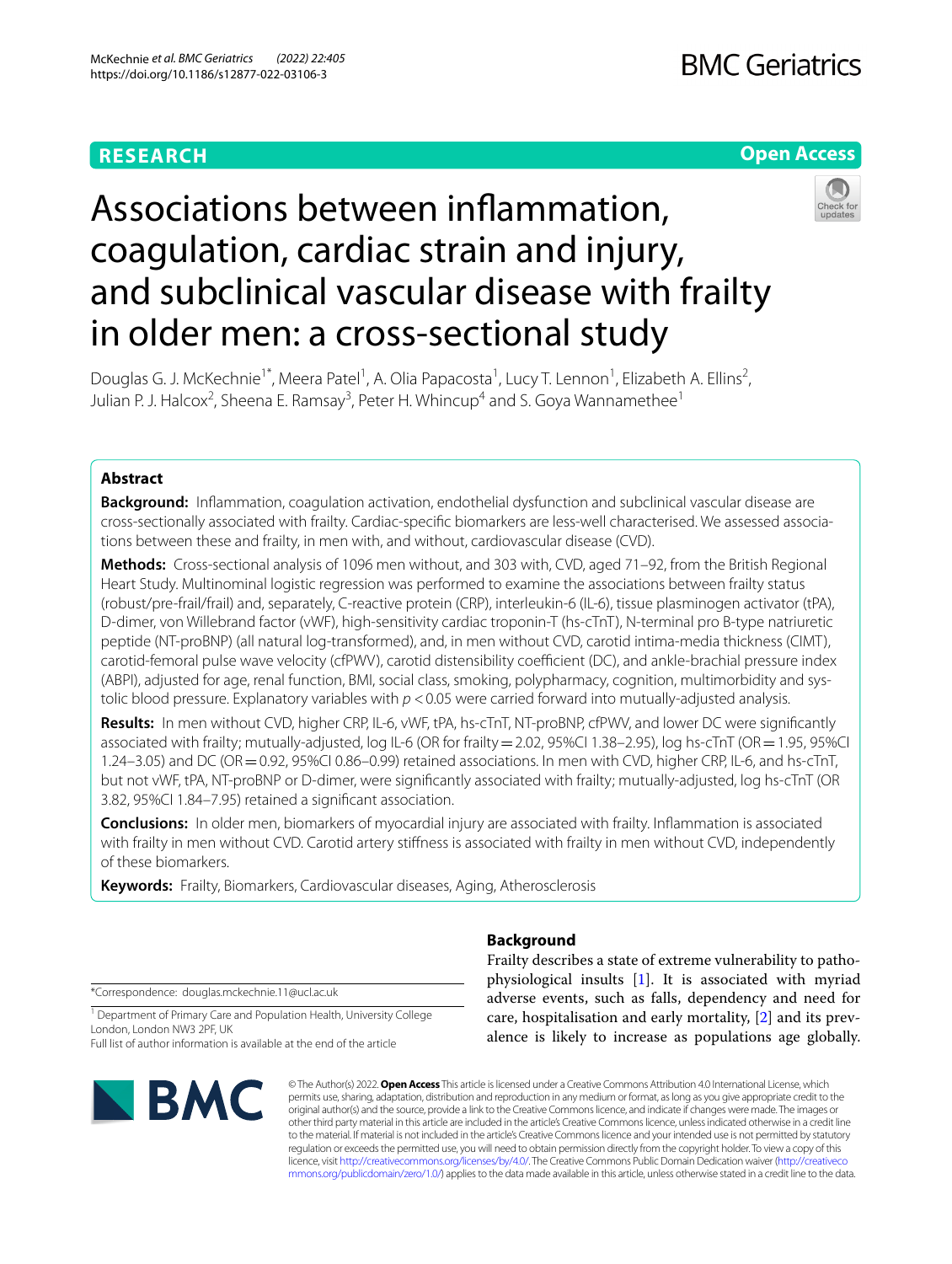**RESEARCH** **Open Access**

# Associations between inflammation, coagulation, cardiac strain and injury, and subclinical vascular disease with frailty in older men: a cross-sectional study

Douglas G. J. McKechnie[1*], Meera Patel[1], A. Olia Papacosta[1], Lucy T. Lennon[1], Elizabeth A. Ellins[2], Julian P. J. Halcox[2], Sheena E. Ramsay[3], Peter H. Whincup[4] and S. Goya Wannamethee[1]

## Abstract

**Background:** Inflammation, coagulation activation, endothelial dysfunction and subclinical vascular disease are cross-sectionally associated with frailty. Cardiac-specific biomarkers are less-well characterised. We assessed associations between these and frailty, in men with, and without, cardiovascular disease (CVD).

**Methods:** Cross-sectional analysis of 1096 men without, and 303 with, CVD, aged 71–92, from the British Regional Heart Study. Multinominal logistic regression was performed to examine the associations between frailty status (robust/pre-frail/frail) and, separately, C-reactive protein (CRP), interleukin-6 (IL-6), tissue plasminogen activator (tPA), D-dimer, von Willebrand factor (vWF), high-sensitivity cardiac troponin-T (hs-cTnT), N-terminal pro B-type natriuretic peptide (NT-proBNP) (all natural log-transformed), and, in men without CVD, carotid intima-media thickness (CIMT), carotid-femoral pulse wave velocity (cfPWV), carotid distensibility coefficient (DC), and ankle-brachial pressure index (ABPI), adjusted for age, renal function, BMI, social class, smoking, polypharmacy, cognition, multimorbidity and systolic blood pressure. Explanatory variables with $p < 0.05$ were carried forward into mutually-adjusted analysis.

**Results:** In men without CVD, higher CRP, IL-6, vWF, tPA, hs-cTnT, NT-proBNP, cfPWV, and lower DC were significantly associated with frailty; mutually-adjusted, log IL-6 (OR for frailty = 2.02, 95%CI 1.38–2.95), log hs-cTnT (OR = 1.95, 95%CI 1.24–3.05) and DC (OR = 0.92, 95%CI 0.86–0.99) retained associations. In men with CVD, higher CRP, IL-6, and hs-cTnT, but not vWF, tPA, NT-proBNP or D-dimer, were significantly associated with frailty; mutually-adjusted, log hs-cTnT (OR 3.82, 95%CI 1.84–7.95) retained a significant association.

**Conclusions:** In older men, biomarkers of myocardial injury are associated with frailty. Inflammation is associated with frailty in men without CVD. Carotid artery stiffness is associated with frailty in men without CVD, independently of these biomarkers.

**Keywords:** Frailty, Biomarkers, Cardiovascular diseases, Aging, Atherosclerosis

## Background

Frailty describes a state of extreme vulnerability to pathophysiological insults [1]. It is associated with myriad adverse events, such as falls, dependency and need for care, hospitalisation and early mortality, [2] and its prevalence is likely to increase as populations age globally.

*Correspondence: douglas.mckechnie.11@ucl.ac.uk

[1] Department of Primary Care and Population Health, University College London, London NW3 2PF, UK

Full list of author information is available at the end of the article

© The Author(s) 2022. **Open Access** This article is licensed under a Creative Commons Attribution 4.0 International License, which permits use, sharing, adaptation, distribution and reproduction in any medium or format, as long as you give appropriate credit to the original author(s) and the source, provide a link to the Creative Commons licence, and indicate if changes were made. The images or other third party material in this article are included in the article's Creative Commons licence, unless indicated otherwise in a credit line to the material. If material is not included in the article's Creative Commons licence and your intended use is not permitted by statutory regulation or exceeds the permitted use, you will need to obtain permission directly from the copyright holder. To view a copy of this licence, visit http://creativecommons.org/licenses/by/4.0/. The Creative Commons Public Domain Dedication waiver (http://creativecommons.org/publicdomain/zero/1.0/) applies to the data made available in this article, unless otherwise stated in a credit line to the data.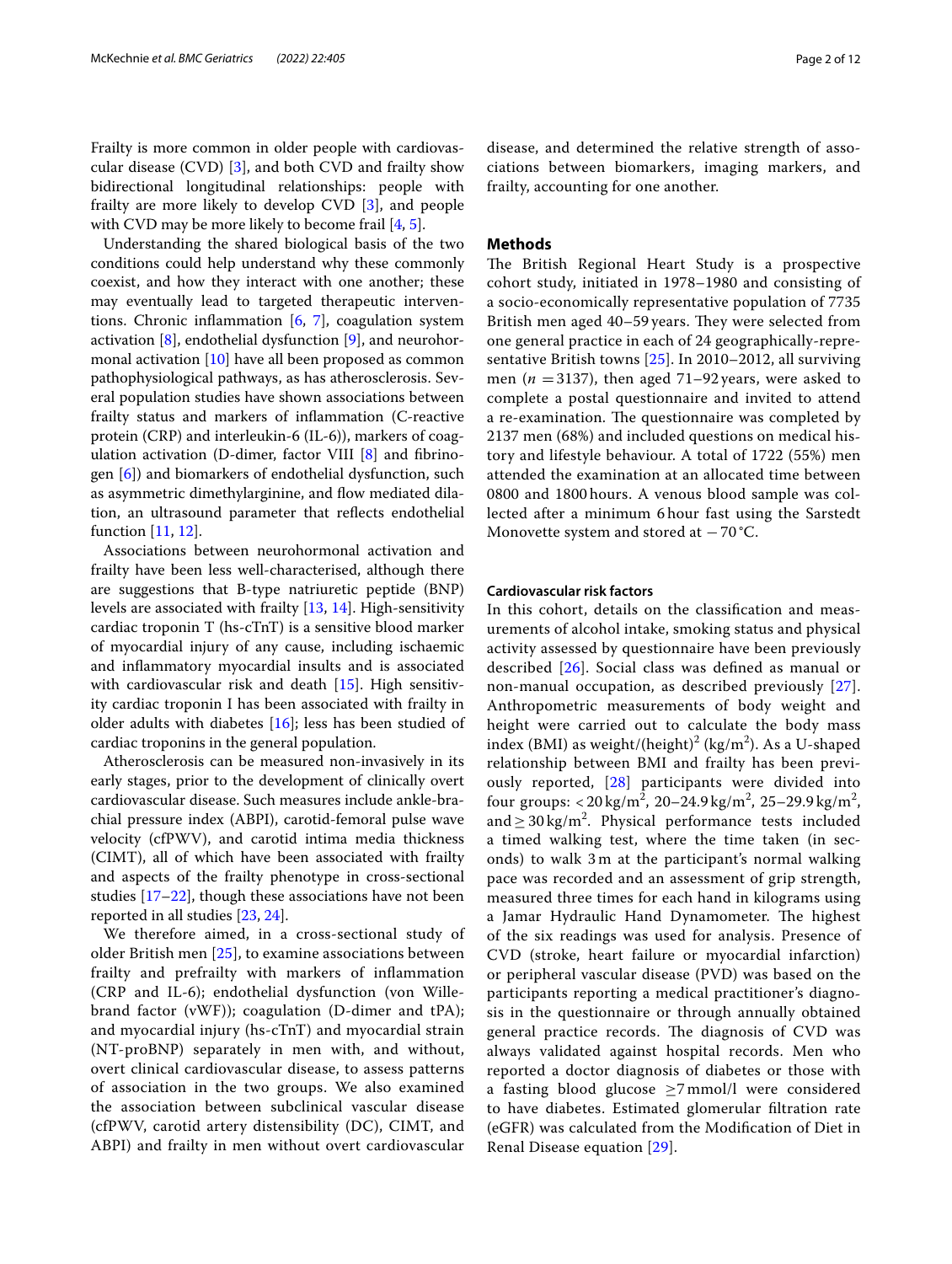Frailty is more common in older people with cardiovascular disease (CVD) [3], and both CVD and frailty show bidirectional longitudinal relationships: people with frailty are more likely to develop CVD [3], and people with CVD may be more likely to become frail [4, 5].

Understanding the shared biological basis of the two conditions could help understand why these commonly coexist, and how they interact with one another; these may eventually lead to targeted therapeutic interventions. Chronic inflammation [6, 7], coagulation system activation [8], endothelial dysfunction [9], and neurohormonal activation [10] have all been proposed as common pathophysiological pathways, as has atherosclerosis. Several population studies have shown associations between frailty status and markers of inflammation (C-reactive protein (CRP) and interleukin-6 (IL-6)), markers of coagulation activation (D-dimer, factor VIII [8] and fibrinogen [6]) and biomarkers of endothelial dysfunction, such as asymmetric dimethylarginine, and flow mediated dilation, an ultrasound parameter that reflects endothelial function [11, 12].

Associations between neurohormonal activation and frailty have been less well-characterised, although there are suggestions that B-type natriuretic peptide (BNP) levels are associated with frailty [13, 14]. High-sensitivity cardiac troponin T (hs-cTnT) is a sensitive blood marker of myocardial injury of any cause, including ischaemic and inflammatory myocardial insults and is associated with cardiovascular risk and death [15]. High sensitivity cardiac troponin I has been associated with frailty in older adults with diabetes [16]; less has been studied of cardiac troponins in the general population.

Atherosclerosis can be measured non-invasively in its early stages, prior to the development of clinically overt cardiovascular disease. Such measures include ankle-brachial pressure index (ABPI), carotid-femoral pulse wave velocity (cfPWV), and carotid intima media thickness (CIMT), all of which have been associated with frailty and aspects of the frailty phenotype in cross-sectional studies [17–22], though these associations have not been reported in all studies [23, 24].

We therefore aimed, in a cross-sectional study of older British men [25], to examine associations between frailty and prefrailty with markers of inflammation (CRP and IL-6); endothelial dysfunction (von Willebrand factor (vWF)); coagulation (D-dimer and tPA); and myocardial injury (hs-cTnT) and myocardial strain (NT-proBNP) separately in men with, and without, overt clinical cardiovascular disease, to assess patterns of association in the two groups. We also examined the association between subclinical vascular disease (cfPWV, carotid artery distensibility (DC), CIMT, and ABPI) and frailty in men without overt cardiovascular disease, and determined the relative strength of associations between biomarkers, imaging markers, and frailty, accounting for one another.

## Methods

The British Regional Heart Study is a prospective cohort study, initiated in 1978–1980 and consisting of a socio-economically representative population of 7735 British men aged 40–59 years. They were selected from one general practice in each of 24 geographically-representative British towns [25]. In 2010–2012, all surviving men ($n = 3137$), then aged 71–92 years, were asked to complete a postal questionnaire and invited to attend a re-examination. The questionnaire was completed by 2137 men (68%) and included questions on medical history and lifestyle behaviour. A total of 1722 (55%) men attended the examination at an allocated time between 0800 and 1800 hours. A venous blood sample was collected after a minimum 6 hour fast using the Sarstedt Monovette system and stored at −70 °C.

### Cardiovascular risk factors

In this cohort, details on the classification and measurements of alcohol intake, smoking status and physical activity assessed by questionnaire have been previously described [26]. Social class was defined as manual or non-manual occupation, as described previously [27]. Anthropometric measurements of body weight and height were carried out to calculate the body mass index (BMI) as weight/(height)$^2$ (kg/m$^2$). As a U-shaped relationship between BMI and frailty has been previously reported, [28] participants were divided into four groups: < 20 kg/m$^2$, 20–24.9 kg/m$^2$, 25–29.9 kg/m$^2$, and ≥ 30 kg/m$^2$. Physical performance tests included a timed walking test, where the time taken (in seconds) to walk 3 m at the participant's normal walking pace was recorded and an assessment of grip strength, measured three times for each hand in kilograms using a Jamar Hydraulic Hand Dynamometer. The highest of the six readings was used for analysis. Presence of CVD (stroke, heart failure or myocardial infarction) or peripheral vascular disease (PVD) was based on the participants reporting a medical practitioner's diagnosis in the questionnaire or through annually obtained general practice records. The diagnosis of CVD was always validated against hospital records. Men who reported a doctor diagnosis of diabetes or those with a fasting blood glucose ≥7 mmol/l were considered to have diabetes. Estimated glomerular filtration rate (eGFR) was calculated from the Modification of Diet in Renal Disease equation [29].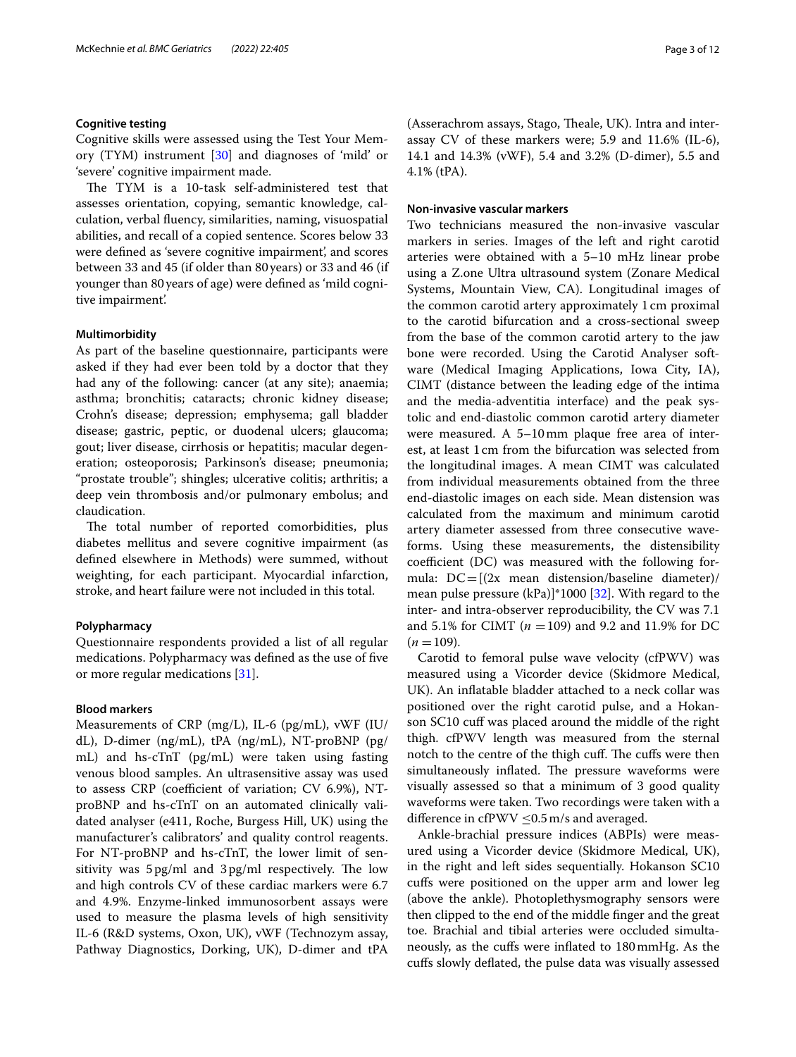### Cognitive testing

Cognitive skills were assessed using the Test Your Memory (TYM) instrument [30] and diagnoses of 'mild' or 'severe' cognitive impairment made.

The TYM is a 10-task self-administered test that assesses orientation, copying, semantic knowledge, calculation, verbal fluency, similarities, naming, visuospatial abilities, and recall of a copied sentence. Scores below 33 were defined as 'severe cognitive impairment', and scores between 33 and 45 (if older than 80 years) or 33 and 46 (if younger than 80 years of age) were defined as 'mild cognitive impairment'.

### Multimorbidity

As part of the baseline questionnaire, participants were asked if they had ever been told by a doctor that they had any of the following: cancer (at any site); anaemia; asthma; bronchitis; cataracts; chronic kidney disease; Crohn's disease; depression; emphysema; gall bladder disease; gastric, peptic, or duodenal ulcers; glaucoma; gout; liver disease, cirrhosis or hepatitis; macular degeneration; osteoporosis; Parkinson's disease; pneumonia; "prostate trouble"; shingles; ulcerative colitis; arthritis; a deep vein thrombosis and/or pulmonary embolus; and claudication.

The total number of reported comorbidities, plus diabetes mellitus and severe cognitive impairment (as defined elsewhere in Methods) were summed, without weighting, for each participant. Myocardial infarction, stroke, and heart failure were not included in this total.

### Polypharmacy

Questionnaire respondents provided a list of all regular medications. Polypharmacy was defined as the use of five or more regular medications [31].

### Blood markers

Measurements of CRP (mg/L), IL-6 (pg/mL), vWF (IU/dL), D-dimer (ng/mL), tPA (ng/mL), NT-proBNP (pg/mL) and hs-cTnT (pg/mL) were taken using fasting venous blood samples. An ultrasensitive assay was used to assess CRP (coefficient of variation; CV 6.9%), NT-proBNP and hs-cTnT on an automated clinically validated analyser (e411, Roche, Burgess Hill, UK) using the manufacturer's calibrators' and quality control reagents. For NT-proBNP and hs-cTnT, the lower limit of sensitivity was 5 pg/ml and 3 pg/ml respectively. The low and high controls CV of these cardiac markers were 6.7 and 4.9%. Enzyme-linked immunosorbent assays were used to measure the plasma levels of high sensitivity IL-6 (R&D systems, Oxon, UK), vWF (Technozym assay, Pathway Diagnostics, Dorking, UK), D-dimer and tPA (Asserachrom assays, Stago, Theale, UK). Intra and inter-assay CV of these markers were; 5.9 and 11.6% (IL-6), 14.1 and 14.3% (vWF), 5.4 and 3.2% (D-dimer), 5.5 and 4.1% (tPA).

### Non-invasive vascular markers

Two technicians measured the non-invasive vascular markers in series. Images of the left and right carotid arteries were obtained with a 5–10 mHz linear probe using a Z.one Ultra ultrasound system (Zonare Medical Systems, Mountain View, CA). Longitudinal images of the common carotid artery approximately 1 cm proximal to the carotid bifurcation and a cross-sectional sweep from the base of the common carotid artery to the jaw bone were recorded. Using the Carotid Analyser software (Medical Imaging Applications, Iowa City, IA), CIMT (distance between the leading edge of the intima and the media-adventitia interface) and the peak systolic and end-diastolic common carotid artery diameter were measured. A 5–10 mm plaque free area of interest, at least 1 cm from the bifurcation was selected from the longitudinal images. A mean CIMT was calculated from individual measurements obtained from the three end-diastolic images on each side. Mean distension was calculated from the maximum and minimum carotid artery diameter assessed from three consecutive waveforms. Using these measurements, the distensibility coefficient (DC) was measured with the following formula: DC = [(2x mean distension/baseline diameter)/mean pulse pressure (kPa)]*1000 [32]. With regard to the inter- and intra-observer reproducibility, the CV was 7.1 and 5.1% for CIMT ($n = 109$) and 9.2 and 11.9% for DC ($n = 109$).

Carotid to femoral pulse wave velocity (cfPWV) was measured using a Vicorder device (Skidmore Medical, UK). An inflatable bladder attached to a neck collar was positioned over the right carotid pulse, and a Hokanson SC10 cuff was placed around the middle of the right thigh. cfPWV length was measured from the sternal notch to the centre of the thigh cuff. The cuffs were then simultaneously inflated. The pressure waveforms were visually assessed so that a minimum of 3 good quality waveforms were taken. Two recordings were taken with a difference in cfPWV $\leq$0.5 m/s and averaged.

Ankle-brachial pressure indices (ABPIs) were measured using a Vicorder device (Skidmore Medical, UK), in the right and left sides sequentially. Hokanson SC10 cuffs were positioned on the upper arm and lower leg (above the ankle). Photoplethysmography sensors were then clipped to the end of the middle finger and the great toe. Brachial and tibial arteries were occluded simultaneously, as the cuffs were inflated to 180 mmHg. As the cuffs slowly deflated, the pulse data was visually assessed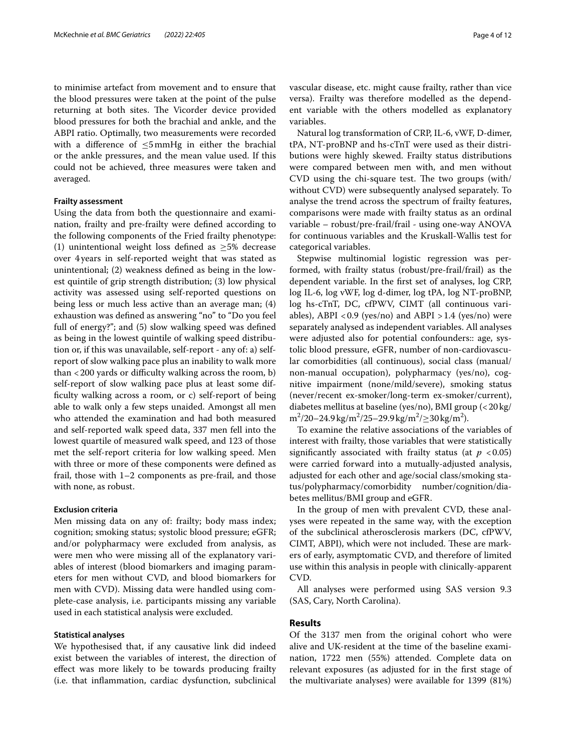to minimise artefact from movement and to ensure that the blood pressures were taken at the point of the pulse returning at both sites. The Vicorder device provided blood pressures for both the brachial and ankle, and the ABPI ratio. Optimally, two measurements were recorded with a difference of $\leq$5 mmHg in either the brachial or the ankle pressures, and the mean value used. If this could not be achieved, three measures were taken and averaged.

### Frailty assessment

Using the data from both the questionnaire and examination, frailty and pre-frailty were defined according to the following components of the Fried frailty phenotype: (1) unintentional weight loss defined as $\geq$5% decrease over 4 years in self-reported weight that was stated as unintentional; (2) weakness defined as being in the lowest quintile of grip strength distribution; (3) low physical activity was assessed using self-reported questions on being less or much less active than an average man; (4) exhaustion was defined as answering "no" to "Do you feel full of energy?"; and (5) slow walking speed was defined as being in the lowest quintile of walking speed distribution or, if this was unavailable, self-report - any of: a) self-report of slow walking pace plus an inability to walk more than <200 yards or difficulty walking across the room, b) self-report of slow walking pace plus at least some difficulty walking across a room, or c) self-report of being able to walk only a few steps unaided. Amongst all men who attended the examination and had both measured and self-reported walk speed data, 337 men fell into the lowest quartile of measured walk speed, and 123 of those met the self-report criteria for low walking speed. Men with three or more of these components were defined as frail, those with 1–2 components as pre-frail, and those with none, as robust.

### Exclusion criteria

Men missing data on any of: frailty; body mass index; cognition; smoking status; systolic blood pressure; eGFR; and/or polypharmacy were excluded from analysis, as were men who were missing all of the explanatory variables of interest (blood biomarkers and imaging parameters for men without CVD, and blood biomarkers for men with CVD). Missing data were handled using complete-case analysis, i.e. participants missing any variable used in each statistical analysis were excluded.

### Statistical analyses

We hypothesised that, if any causative link did indeed exist between the variables of interest, the direction of effect was more likely to be towards producing frailty (i.e. that inflammation, cardiac dysfunction, subclinical vascular disease, etc. might cause frailty, rather than vice versa). Frailty was therefore modelled as the dependent variable with the others modelled as explanatory variables.

Natural log transformation of CRP, IL-6, vWF, D-dimer, tPA, NT-proBNP and hs-cTnT were used as their distributions were highly skewed. Frailty status distributions were compared between men with, and men without CVD using the chi-square test. The two groups (with/without CVD) were subsequently analysed separately. To analyse the trend across the spectrum of frailty features, comparisons were made with frailty status as an ordinal variable – robust/pre-frail/frail - using one-way ANOVA for continuous variables and the Kruskall-Wallis test for categorical variables.

Stepwise multinomial logistic regression was performed, with frailty status (robust/pre-frail/frail) as the dependent variable. In the first set of analyses, log CRP, log IL-6, log vWF, log d-dimer, log tPA, log NT-proBNP, log hs-cTnT, DC, cfPWV, CIMT (all continuous variables), ABPI <0.9 (yes/no) and ABPI >1.4 (yes/no) were separately analysed as independent variables. All analyses were adjusted also for potential confounders:: age, systolic blood pressure, eGFR, number of non-cardiovascular comorbidities (all continuous), social class (manual/non-manual occupation), polypharmacy (yes/no), cognitive impairment (none/mild/severe), smoking status (never/recent ex-smoker/long-term ex-smoker/current), diabetes mellitus at baseline (yes/no), BMI group (<20 kg/m$^2$/20–24.9 kg/m$^2$/25–29.9 kg/m$^2$/$\geq$30 kg/m$^2$).

To examine the relative associations of the variables of interest with frailty, those variables that were statistically significantly associated with frailty status (at $p$ <0.05) were carried forward into a mutually-adjusted analysis, adjusted for each other and age/social class/smoking status/polypharmacy/comorbidity number/cognition/diabetes mellitus/BMI group and eGFR.

In the group of men with prevalent CVD, these analyses were repeated in the same way, with the exception of the subclinical atherosclerosis markers (DC, cfPWV, CIMT, ABPI), which were not included. These are markers of early, asymptomatic CVD, and therefore of limited use within this analysis in people with clinically-apparent CVD.

All analyses were performed using SAS version 9.3 (SAS, Cary, North Carolina).

## Results

Of the 3137 men from the original cohort who were alive and UK-resident at the time of the baseline examination, 1722 men (55%) attended. Complete data on relevant exposures (as adjusted for in the first stage of the multivariate analyses) were available for 1399 (81%)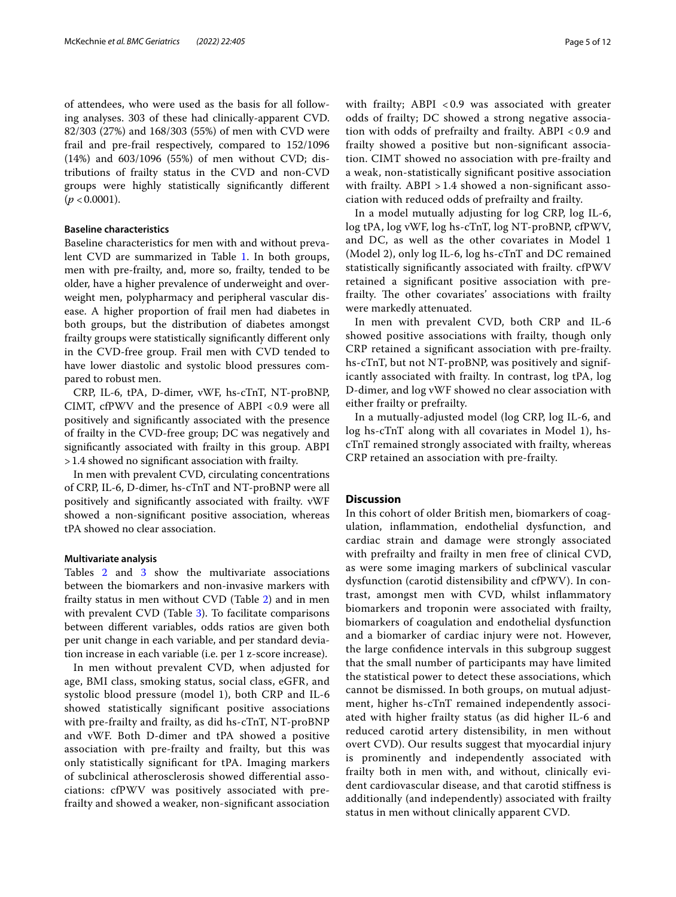of attendees, who were used as the basis for all following analyses. 303 of these had clinically-apparent CVD. 82/303 (27%) and 168/303 (55%) of men with CVD were frail and pre-frail respectively, compared to 152/1096 (14%) and 603/1096 (55%) of men without CVD; distributions of frailty status in the CVD and non-CVD groups were highly statistically significantly different ($p < 0.0001$).

### Baseline characteristics

Baseline characteristics for men with and without prevalent CVD are summarized in Table 1. In both groups, men with pre-frailty, and, more so, frailty, tended to be older, have a higher prevalence of underweight and overweight men, polypharmacy and peripheral vascular disease. A higher proportion of frail men had diabetes in both groups, but the distribution of diabetes amongst frailty groups were statistically significantly different only in the CVD-free group. Frail men with CVD tended to have lower diastolic and systolic blood pressures compared to robust men.

CRP, IL-6, tPA, D-dimer, vWF, hs-cTnT, NT-proBNP, CIMT, cfPWV and the presence of ABPI <0.9 were all positively and significantly associated with the presence of frailty in the CVD-free group; DC was negatively and significantly associated with frailty in this group. ABPI >1.4 showed no significant association with frailty.

In men with prevalent CVD, circulating concentrations of CRP, IL-6, D-dimer, hs-cTnT and NT-proBNP were all positively and significantly associated with frailty. vWF showed a non-significant positive association, whereas tPA showed no clear association.

### Multivariate analysis

Tables 2 and 3 show the multivariate associations between the biomarkers and non-invasive markers with frailty status in men without CVD (Table 2) and in men with prevalent CVD (Table 3). To facilitate comparisons between different variables, odds ratios are given both per unit change in each variable, and per standard deviation increase in each variable (i.e. per 1 z-score increase).

In men without prevalent CVD, when adjusted for age, BMI class, smoking status, social class, eGFR, and systolic blood pressure (model 1), both CRP and IL-6 showed statistically significant positive associations with pre-frailty and frailty, as did hs-cTnT, NT-proBNP and vWF. Both D-dimer and tPA showed a positive association with pre-frailty and frailty, but this was only statistically significant for tPA. Imaging markers of subclinical atherosclerosis showed differential associations: cfPWV was positively associated with pre-frailty and showed a weaker, non-significant association with frailty; ABPI <0.9 was associated with greater odds of frailty; DC showed a strong negative association with odds of prefrailty and frailty. ABPI <0.9 and frailty showed a positive but non-significant association. CIMT showed no association with pre-frailty and a weak, non-statistically significant positive association with frailty. ABPI >1.4 showed a non-significant association with reduced odds of prefrailty and frailty.

In a model mutually adjusting for log CRP, log IL-6, log tPA, log vWF, log hs-cTnT, log NT-proBNP, cfPWV, and DC, as well as the other covariates in Model 1 (Model 2), only log IL-6, log hs-cTnT and DC remained statistically significantly associated with frailty. cfPWV retained a significant positive association with prefrailty. The other covariates' associations with frailty were markedly attenuated.

In men with prevalent CVD, both CRP and IL-6 showed positive associations with frailty, though only CRP retained a significant association with pre-frailty. hs-cTnT, but not NT-proBNP, was positively and significantly associated with frailty. In contrast, log tPA, log D-dimer, and log vWF showed no clear association with either frailty or prefrailty.

In a mutually-adjusted model (log CRP, log IL-6, and log hs-cTnT along with all covariates in Model 1), hs-cTnT remained strongly associated with frailty, whereas CRP retained an association with pre-frailty.

## Discussion

In this cohort of older British men, biomarkers of coagulation, inflammation, endothelial dysfunction, and cardiac strain and damage were strongly associated with prefrailty and frailty in men free of clinical CVD, as were some imaging markers of subclinical vascular dysfunction (carotid distensibility and cfPWV). In contrast, amongst men with CVD, whilst inflammatory biomarkers and troponin were associated with frailty, biomarkers of coagulation and endothelial dysfunction and a biomarker of cardiac injury were not. However, the large confidence intervals in this subgroup suggest that the small number of participants may have limited the statistical power to detect these associations, which cannot be dismissed. In both groups, on mutual adjustment, higher hs-cTnT remained independently associated with higher frailty status (as did higher IL-6 and reduced carotid artery distensibility, in men without overt CVD). Our results suggest that myocardial injury is prominently and independently associated with frailty both in men with, and without, clinically evident cardiovascular disease, and that carotid stiffness is additionally (and independently) associated with frailty status in men without clinically apparent CVD.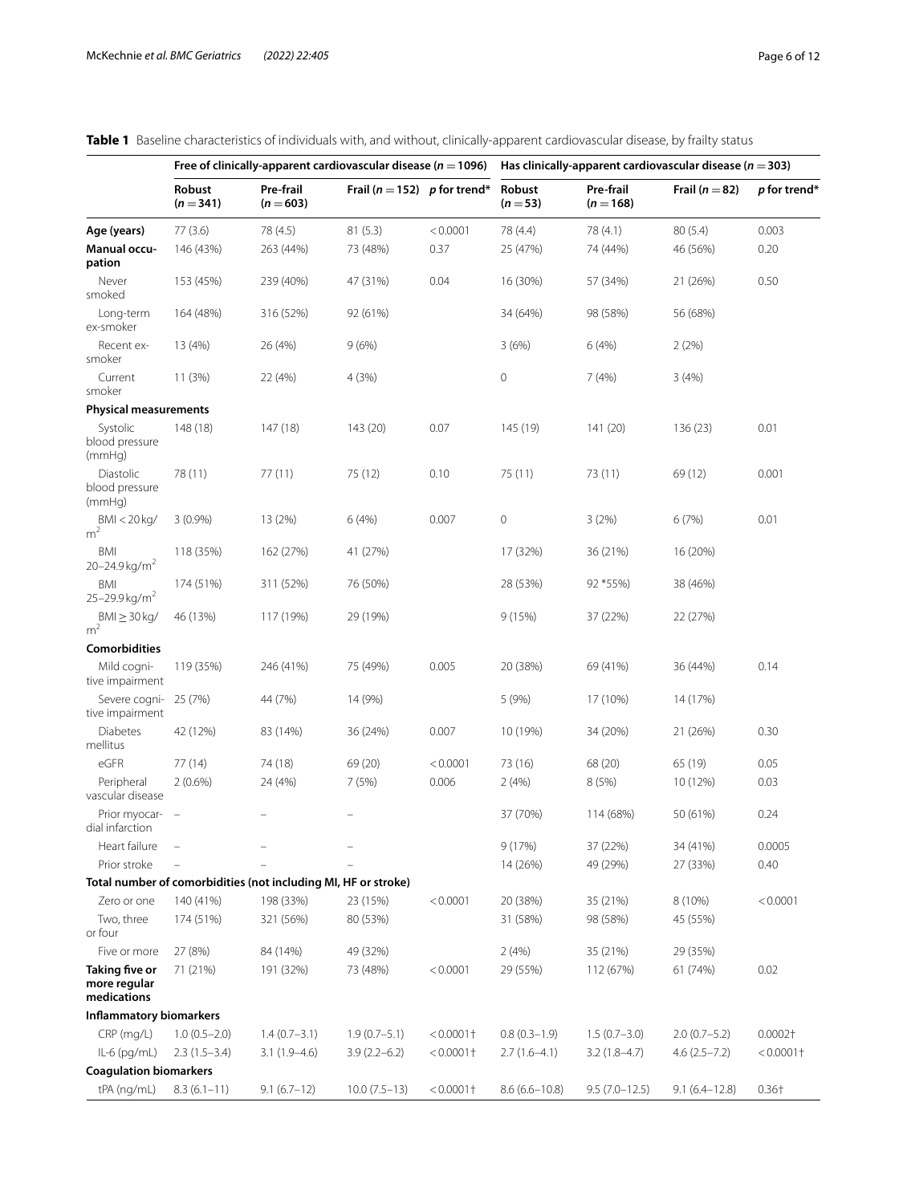**Table 1** Baseline characteristics of individuals with, and without, clinically-apparent cardiovascular disease, by frailty status

| | Free of clinically-apparent cardiovascular disease ($n = 1096$) | | | | Has clinically-apparent cardiovascular disease ($n = 303$) | | | |
|---|---|---|---|---|---|---|---|---|
| | Robust ($n = 341$) | Pre-frail ($n = 603$) | Frail ($n = 152$) | *p* for trend* | Robust ($n = 53$) | Pre-frail ($n = 168$) | Frail ($n = 82$) | *p* for trend* |
| **Age (years)** | 77 (3.6) | 78 (4.5) | 81 (5.3) | < 0.0001 | 78 (4.4) | 78 (4.1) | 80 (5.4) | 0.003 |
| **Manual occupation** | 146 (43%) | 263 (44%) | 73 (48%) | 0.37 | 25 (47%) | 74 (44%) | 46 (56%) | 0.20 |
| Never smoked | 153 (45%) | 239 (40%) | 47 (31%) | 0.04 | 16 (30%) | 57 (34%) | 21 (26%) | 0.50 |
| Long-term ex-smoker | 164 (48%) | 316 (52%) | 92 (61%) | | 34 (64%) | 98 (58%) | 56 (68%) | |
| Recent ex-smoker | 13 (4%) | 26 (4%) | 9 (6%) | | 3 (6%) | 6 (4%) | 2 (2%) | |
| Current smoker | 11 (3%) | 22 (4%) | 4 (3%) | | 0 | 7 (4%) | 3 (4%) | |
| **Physical measurements** | | | | | | | | |
| Systolic blood pressure (mmHg) | 148 (18) | 147 (18) | 143 (20) | 0.07 | 145 (19) | 141 (20) | 136 (23) | 0.01 |
| Diastolic blood pressure (mmHg) | 78 (11) | 77 (11) | 75 (12) | 0.10 | 75 (11) | 73 (11) | 69 (12) | 0.001 |
| BMI < 20 kg/m$^2$ | 3 (0.9%) | 13 (2%) | 6 (4%) | 0.007 | 0 | 3 (2%) | 6 (7%) | 0.01 |
| BMI 20–24.9 kg/m$^2$ | 118 (35%) | 162 (27%) | 41 (27%) | | 17 (32%) | 36 (21%) | 16 (20%) | |
| BMI 25–29.9 kg/m$^2$ | 174 (51%) | 311 (52%) | 76 (50%) | | 28 (53%) | 92 *55%) | 38 (46%) | |
| BMI ≥ 30 kg/m$^2$ | 46 (13%) | 117 (19%) | 29 (19%) | | 9 (15%) | 37 (22%) | 22 (27%) | |
| **Comorbidities** | | | | | | | | |
| Mild cognitive impairment | 119 (35%) | 246 (41%) | 75 (49%) | 0.005 | 20 (38%) | 69 (41%) | 36 (44%) | 0.14 |
| Severe cognitive impairment | 25 (7%) | 44 (7%) | 14 (9%) | | 5 (9%) | 17 (10%) | 14 (17%) | |
| Diabetes mellitus | 42 (12%) | 83 (14%) | 36 (24%) | 0.007 | 10 (19%) | 34 (20%) | 21 (26%) | 0.30 |
| eGFR | 77 (14) | 74 (18) | 69 (20) | < 0.0001 | 73 (16) | 68 (20) | 65 (19) | 0.05 |
| Peripheral vascular disease | 2 (0.6%) | 24 (4%) | 7 (5%) | 0.006 | 2 (4%) | 8 (5%) | 10 (12%) | 0.03 |
| Prior myocardial infarction | – | – | – | | 37 (70%) | 114 (68%) | 50 (61%) | 0.24 |
| Heart failure | – | – | – | | 9 (17%) | 37 (22%) | 34 (41%) | 0.0005 |
| Prior stroke | – | – | – | | 14 (26%) | 49 (29%) | 27 (33%) | 0.40 |
| **Total number of comorbidities (not including MI, HF or stroke)** | | | | | | | | |
| Zero or one | 140 (41%) | 198 (33%) | 23 (15%) | < 0.0001 | 20 (38%) | 35 (21%) | 8 (10%) | < 0.0001 |
| Two, three or four | 174 (51%) | 321 (56%) | 80 (53%) | | 31 (58%) | 98 (58%) | 45 (55%) | |
| Five or more | 27 (8%) | 84 (14%) | 49 (32%) | | 2 (4%) | 35 (21%) | 29 (35%) | |
| **Taking five or more regular medications** | 71 (21%) | 191 (32%) | 73 (48%) | < 0.0001 | 29 (55%) | 112 (67%) | 61 (74%) | 0.02 |
| **Inflammatory biomarkers** | | | | | | | | |
| CRP (mg/L) | 1.0 (0.5–2.0) | 1.4 (0.7–3.1) | 1.9 (0.7–5.1) | < 0.0001† | 0.8 (0.3–1.9) | 1.5 (0.7–3.0) | 2.0 (0.7–5.2) | 0.0002† |
| IL-6 (pg/mL) | 2.3 (1.5–3.4) | 3.1 (1.9–4.6) | 3.9 (2.2–6.2) | < 0.0001† | 2.7 (1.6–4.1) | 3.2 (1.8–4.7) | 4.6 (2.5–7.2) | < 0.0001† |
| **Coagulation biomarkers** | | | | | | | | |
| tPA (ng/mL) | 8.3 (6.1–11) | 9.1 (6.7–12) | 10.0 (7.5–13) | < 0.0001† | 8.6 (6.6–10.8) | 9.5 (7.0–12.5) | 9.1 (6.4–12.8) | 0.36† |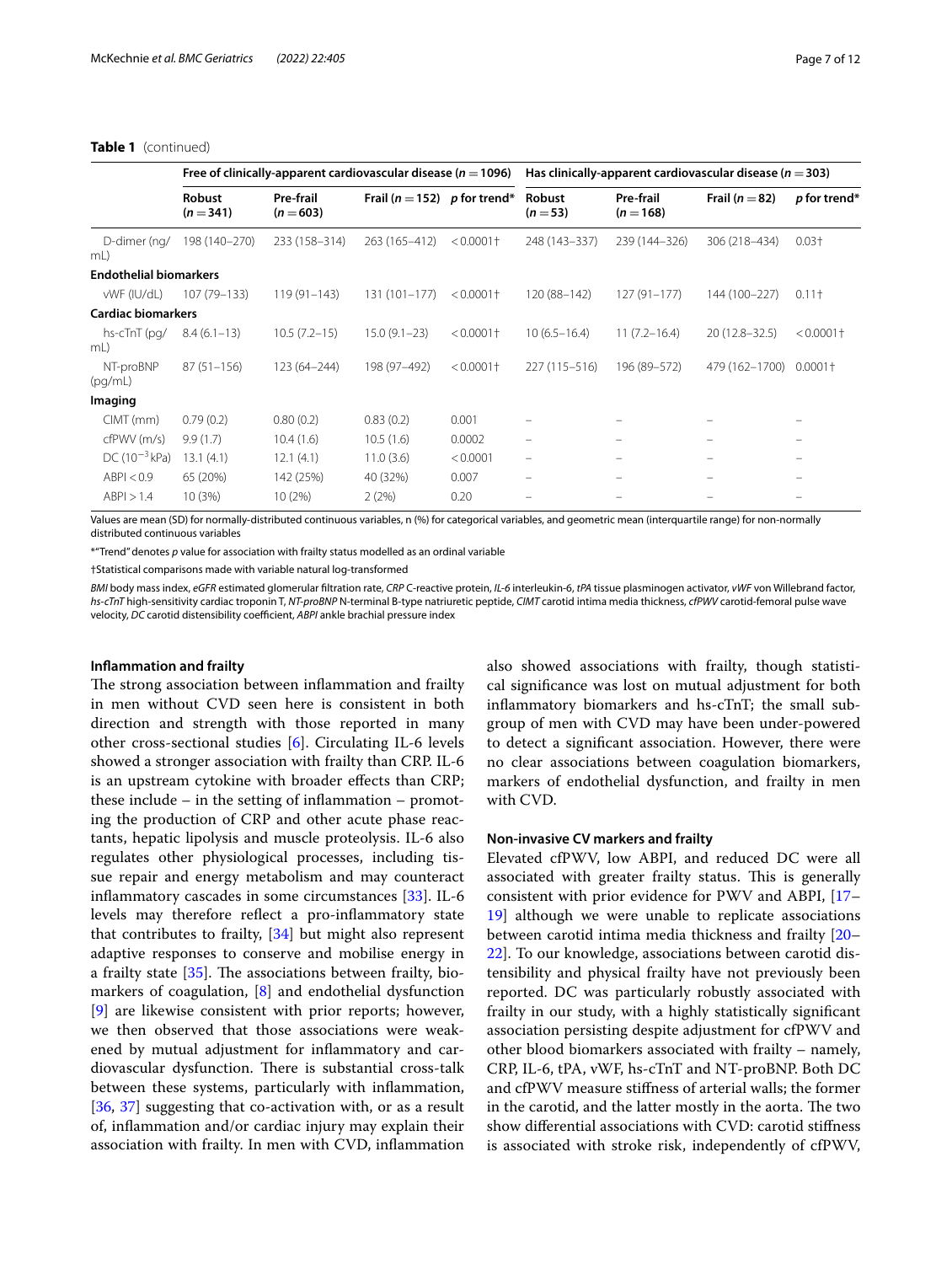**Table 1** (continued)

| | Free of clinically-apparent cardiovascular disease ($n = 1096$) | | | | Has clinically-apparent cardiovascular disease ($n = 303$) | | | |
|---|---|---|---|---|---|---|---|---|
| | **Robust ($n = 341$)** | **Pre-frail ($n = 603$)** | **Frail ($n = 152$)** | ***p* for trend*** | **Robust ($n = 53$)** | **Pre-frail ($n = 168$)** | **Frail ($n = 82$)** | ***p* for trend*** |
| D-dimer (ng/mL) | 198 (140–270) | 233 (158–314) | 263 (165–412) | < 0.0001† | 248 (143–337) | 239 (144–326) | 306 (218–434) | 0.03† |
| **Endothelial biomarkers** | | | | | | | | |
| vWF (IU/dL) | 107 (79–133) | 119 (91–143) | 131 (101–177) | < 0.0001† | 120 (88–142) | 127 (91–177) | 144 (100–227) | 0.11† |
| **Cardiac biomarkers** | | | | | | | | |
| hs-cTnT (pg/mL) | 8.4 (6.1–13) | 10.5 (7.2–15) | 15.0 (9.1–23) | < 0.0001† | 10 (6.5–16.4) | 11 (7.2–16.4) | 20 (12.8–32.5) | < 0.0001† |
| NT-proBNP (pg/mL) | 87 (51–156) | 123 (64–244) | 198 (97–492) | < 0.0001† | 227 (115–516) | 196 (89–572) | 479 (162–1700) | 0.0001† |
| **Imaging** | | | | | | | | |
| CIMT (mm) | 0.79 (0.2) | 0.80 (0.2) | 0.83 (0.2) | 0.001 | – | – | – | – |
| cfPWV (m/s) | 9.9 (1.7) | 10.4 (1.6) | 10.5 (1.6) | 0.0002 | – | – | – | – |
| DC ($10^{-3}$ kPa) | 13.1 (4.1) | 12.1 (4.1) | 11.0 (3.6) | < 0.0001 | – | – | – | – |
| ABPI < 0.9 | 65 (20%) | 142 (25%) | 40 (32%) | 0.007 | – | – | – | – |
| ABPI > 1.4 | 10 (3%) | 10 (2%) | 2 (2%) | 0.20 | – | – | – | – |

Values are mean (SD) for normally-distributed continuous variables, n (%) for categorical variables, and geometric mean (interquartile range) for non-normally distributed continuous variables

*"Trend" denotes *p* value for association with frailty status modelled as an ordinal variable

†Statistical comparisons made with variable natural log-transformed

*BMI* body mass index, *eGFR* estimated glomerular filtration rate, *CRP* C-reactive protein, *IL-6* interleukin-6, *tPA* tissue plasminogen activator, *vWF* von Willebrand factor, *hs-cTnT* high-sensitivity cardiac troponin T, *NT-proBNP* N-terminal B-type natriuretic peptide, *CIMT* carotid intima media thickness, *cfPWV* carotid-femoral pulse wave velocity, *DC* carotid distensibility coefficient, *ABPI* ankle brachial pressure index

### Inflammation and frailty

The strong association between inflammation and frailty in men without CVD seen here is consistent in both direction and strength with those reported in many other cross-sectional studies [6]. Circulating IL-6 levels showed a stronger association with frailty than CRP. IL-6 is an upstream cytokine with broader effects than CRP; these include – in the setting of inflammation – promoting the production of CRP and other acute phase reactants, hepatic lipolysis and muscle proteolysis. IL-6 also regulates other physiological processes, including tissue repair and energy metabolism and may counteract inflammatory cascades in some circumstances [33]. IL-6 levels may therefore reflect a pro-inflammatory state that contributes to frailty, [34] but might also represent adaptive responses to conserve and mobilise energy in a frailty state [35]. The associations between frailty, biomarkers of coagulation, [8] and endothelial dysfunction [9] are likewise consistent with prior reports; however, we then observed that those associations were weakened by mutual adjustment for inflammatory and cardiovascular dysfunction. There is substantial cross-talk between these systems, particularly with inflammation, [36, 37] suggesting that co-activation with, or as a result of, inflammation and/or cardiac injury may explain their association with frailty. In men with CVD, inflammation also showed associations with frailty, though statistical significance was lost on mutual adjustment for both inflammatory biomarkers and hs-cTnT; the small subgroup of men with CVD may have been under-powered to detect a significant association. However, there were no clear associations between coagulation biomarkers, markers of endothelial dysfunction, and frailty in men with CVD.

### Non-invasive CV markers and frailty

Elevated cfPWV, low ABPI, and reduced DC were all associated with greater frailty status. This is generally consistent with prior evidence for PWV and ABPI, [17–19] although we were unable to replicate associations between carotid intima media thickness and frailty [20–22]. To our knowledge, associations between carotid distensibility and physical frailty have not previously been reported. DC was particularly robustly associated with frailty in our study, with a highly statistically significant association persisting despite adjustment for cfPWV and other blood biomarkers associated with frailty – namely, CRP, IL-6, tPA, vWF, hs-cTnT and NT-proBNP. Both DC and cfPWV measure stiffness of arterial walls; the former in the carotid, and the latter mostly in the aorta. The two show differential associations with CVD: carotid stiffness is associated with stroke risk, independently of cfPWV,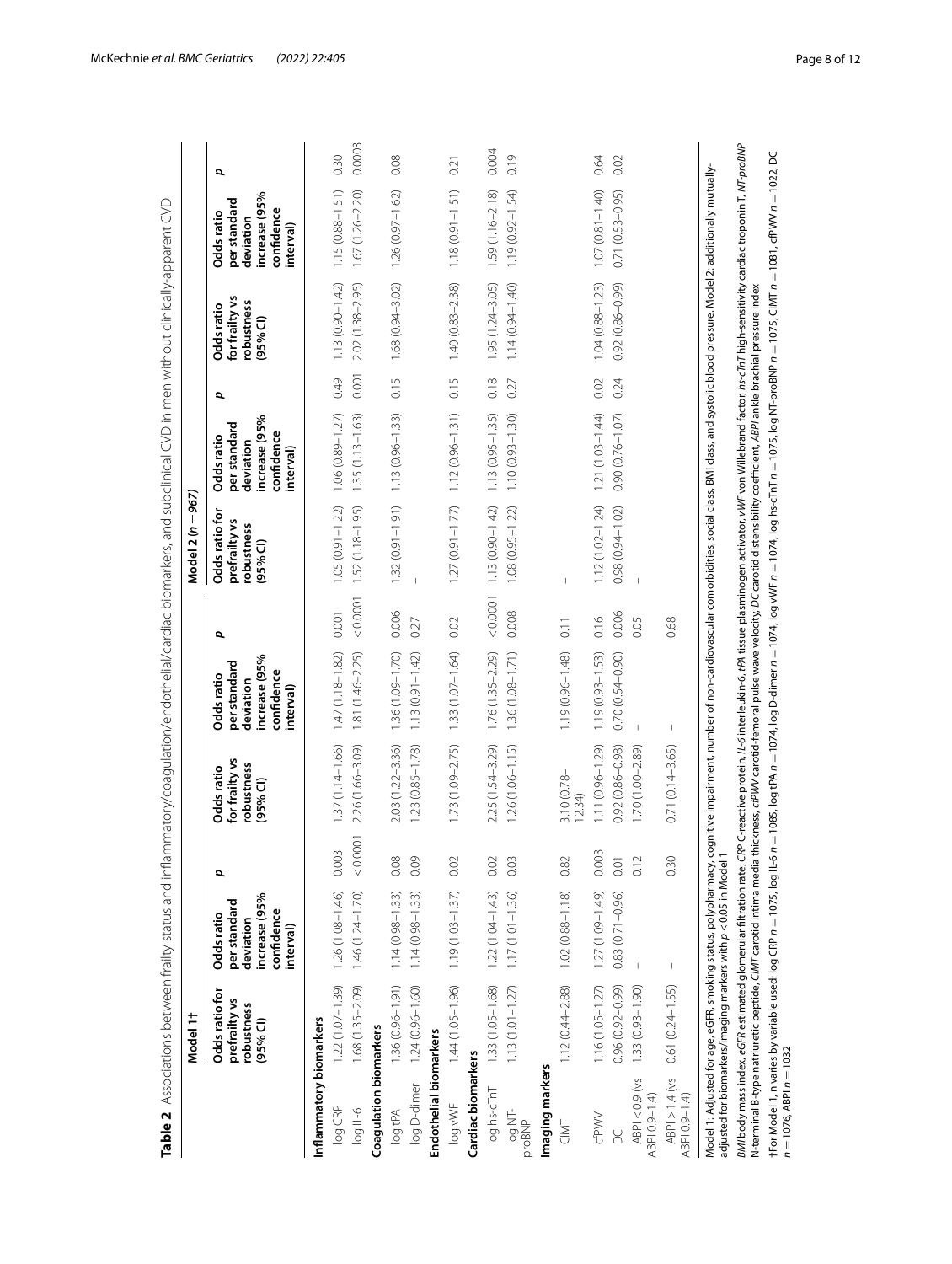**Table 2** Associations between frailty status and inflammatory/coagulation/endothelial/cardiac biomarkers, and subclinical CVD in men without clinically-apparent CVD

| | Model 1† | | | | | | Model 2 (n = 967) | | | | | |
|---|---|---|---|---|---|---|---|---|---|---|---|---|
| | Odds ratio for prefrailty vs robustness (95% CI) | Odds ratio per standard deviation increase (95% confidence interval) | p | Odds ratio for frailty vs robustness (95% CI) | Odds ratio per standard deviation increase (95% confidence interval) | p | Odds ratio for prefrailty vs robustness (95% CI) | Odds ratio per standard deviation increase (95% confidence interval) | p | Odds ratio for frailty vs robustness (95% CI) | Odds ratio per standard deviation increase (95% confidence interval) | p |
| **Inflammatory biomarkers** | | | | | | | | | | | | |
| log CRP | 1.22 (1.07–1.39) | 1.26 (1.08–1.46) | 0.003 | 1.37 (1.14–1.66) | 1.47 (1.18–1.82) | 0.001 | 1.05 (0.91–1.22) | 1.06 (0.89–1.27) | 0.49 | 1.13 (0.90–1.42) | 1.15 (0.88–1.51) | 0.30 |
| log IL-6 | 1.68 (1.35–2.09) | 1.46 (1.24–1.70) | < 0.0001 | 2.26 (1.66–3.09) | 1.81 (1.46–2.25) | < 0.0001 | 1.52 (1.18–1.95) | 1.35 (1.13–1.63) | 0.001 | 2.02 (1.38–2.95) | 1.67 (1.26–2.20) | 0.0003 |
| **Coagulation biomarkers** | | | | | | | | | | | | |
| log tPA | 1.36 (0.96–1.91) | 1.14 (0.98–1.33) | 0.08 | 2.03 (1.22–3.36) | 1.36 (1.09–1.70) | 0.006 | 1.32 (0.91–1.91) | 1.13 (0.96–1.33) | 0.15 | 1.68 (0.94–3.02) | 1.26 (0.97–1.62) | 0.08 |
| log D-dimer | 1.24 (0.96–1.60) | 1.14 (0.98–1.33) | 0.09 | 1.23 (0.85–1.78) | 1.13 (0.91–1.42) | 0.27 | – | | | | | |
| **Endothelial biomarkers** | | | | | | | | | | | | |
| log vWF | 1.44 (1.05–1.96) | 1.19 (1.03–1.37) | 0.02 | 1.73 (1.09–2.75) | 1.33 (1.07–1.64) | 0.02 | 1.27 (0.91–1.77) | 1.12 (0.96–1.31) | 0.15 | 1.40 (0.83–2.38) | 1.18 (0.91–1.51) | 0.21 |
| **Cardiac biomarkers** | | | | | | | | | | | | |
| log hs-cTnT | 1.33 (1.05–1.68) | 1.22 (1.04–1.43) | 0.02 | 2.25 (1.54–3.29) | 1.76 (1.35–2.29) | < 0.0001 | 1.13 (0.90–1.42) | 1.13 (0.95–1.35) | 0.18 | 1.95 (1.24–3.05) | 1.59 (1.16–2.18) | 0.004 |
| log NT-proBNP | 1.13 (1.01–1.27) | 1.17 (1.01–1.36) | 0.03 | 1.26 (1.06–1.15) | 1.36 (1.08–1.71) | 0.008 | 1.08 (0.95–1.22) | 1.10 (0.93–1.30) | 0.27 | 1.14 (0.94–1.40) | 1.19 (0.92–1.54) | 0.19 |
| **Imaging markers** | | | | | | | | | | | | |
| CIMT | 1.12 (0.44–2.88) | 1.02 (0.88–1.18) | 0.82 | 3.10 (0.78–12.34) | 1.19 (0.96–1.48) | 0.11 | – | | | | | |
| cfPWV | 1.16 (1.05–1.27) | 1.27 (1.09–1.49) | 0.003 | 1.11 (0.96–1.29) | 1.19 (0.93–1.53) | 0.16 | 1.12 (1.02–1.24) | 1.21 (1.03–1.44) | 0.02 | 1.04 (0.88–1.23) | 1.07 (0.81–1.40) | 0.64 |
| DC | 0.96 (0.92–0.99) | 0.83 (0.71–0.96) | 0.01 | 0.92 (0.86–0.98) | 0.70 (0.54–0.90) | 0.006 | 0.98 (0.94–1.02) | 0.90 (0.76–1.07) | 0.24 | 0.92 (0.86–0.99) | 0.71 (0.53–0.95) | 0.02 |
| ABPI < 0.9 (vs ABPI 0.9–1.4) | 1.33 (0.93–1.90) | – | 0.12 | 1.70 (1.00–2.89) | – | 0.05 | – | | | | | |
| ABPI > 1.4 (vs ABPI 0.9–1.4) | 0.61 (0.24–1.55) | – | 0.30 | 0.71 (0.14–3.65) | – | 0.68 | | | | | | |

Model 1: Adjusted for age, eGFR, smoking status, polypharmacy, cognitive impairment, number of non-cardiovascular comorbidities, social class, BMI class, and systolic blood pressure. Model 2: additionally mutually-adjusted for biomarkers/imaging markers with $p < 0.05$ in Model 1

*BMI* body mass index, *eGFR* estimated glomerular filtration rate, *CRP* C-reactive protein, *IL-6* interleukin-6, *tPA* tissue plasminogen activator, *vWF* von Willebrand factor, *hs-cTnT* high-sensitivity cardiac troponin T, *NT-proBNP* N-terminal B-type natriuretic peptide, *CIMT* carotid intima media thickness, *cfPWV* carotid-femoral pulse wave velocity, *DC* carotid distensibility coefficient, *ABPI* ankle brachial pressure index

†For Model 1, n varies by variable used: log CRP n = 1075, log IL-6 n = 1085, log tPA n = 1074, log D-dimer n = 1074, log vWF n = 1074, log hs-cTnT n = 1075, log NT-proBNP n = 1075, CIMT n = 1081, cfPWV n = 1022, DC n = 1076, ABPI n = 1032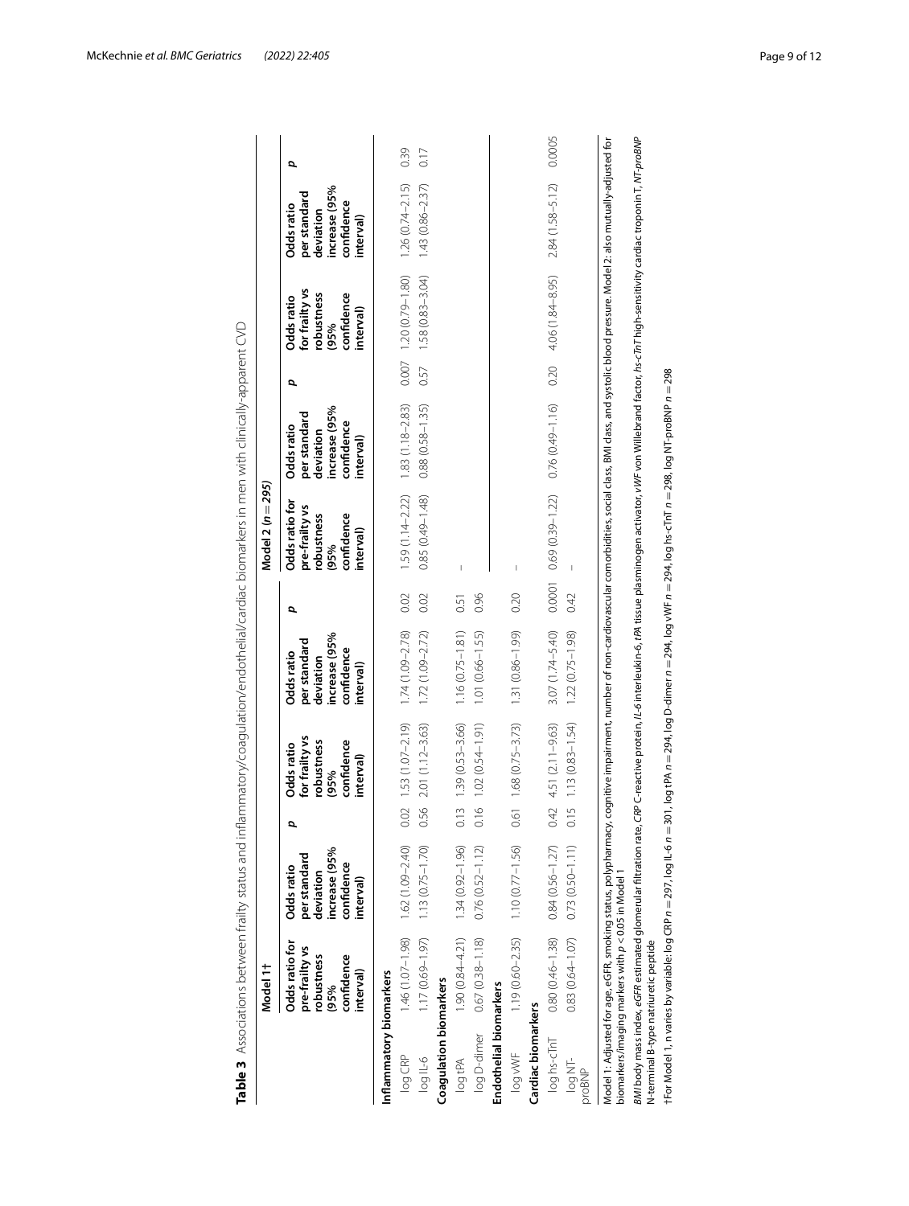**Table 3** Associations between frailty status and inflammatory/coagulation/endothelial/cardiac biomarkers in men with clinically-apparent CVD

| | Model 1† | | | | | | Model 2 (n = 295) | | | | | |
|---|---|---|---|---|---|---|---|---|---|---|---|---|
| | Odds ratio for pre-frailty vs robustness (95% confidence interval) | Odds ratio per standard deviation increase (95% confidence interval) | p | Odds ratio for frailty vs robustness (95% confidence interval) | Odds ratio per standard deviation increase (95% confidence interval) | p | Odds ratio for pre-frailty vs robustness (95% confidence interval) | Odds ratio per standard deviation increase (95% confidence interval) | p | Odds ratio for frailty vs robustness (95% confidence interval) | Odds ratio per standard deviation increase (95% confidence interval) | p |
| **Inflammatory biomarkers** | | | | | | | | | | | | |
| log CRP | 1.46 (1.07–1.98) | 1.62 (1.09–2.40) | 0.02 | 1.53 (1.07–2.19) | 1.74 (1.09–2.78) | 0.02 | 1.59 (1.14–2.22) | 1.83 (1.18–2.83) | 0.007 | 1.20 (0.79–1.80) | 1.26 (0.74–2.15) | 0.39 |
| log IL-6 | 1.17 (0.69–1.97) | 1.13 (0.75–1.70) | 0.56 | 2.01 (1.12–3.63) | 1.72 (1.09–2.72) | 0.02 | 0.85 (0.49–1.48) | 0.88 (0.58–1.35) | 0.57 | 1.58 (0.83–3.04) | 1.43 (0.86–2.37) | 0.17 |
| **Coagulation biomarkers** | | | | | | | | | | | | |
| log tPA | 1.90 (0.84–4.21) | 1.34 (0.92–1.96) | 0.13 | 1.39 (0.53–3.66) | 1.16 (0.75–1.81) | 0.51 | – | | | | | |
| log D-dimer | 0.67 (0.38–1.18) | 0.76 (0.52–1.12) | 0.16 | 1.02 (0.54–1.91) | 1.01 (0.66–1.55) | 0.96 | | | | | | |
| **Endothelial biomarkers** | | | | | | | | | | | | |
| log vWF | 1.19 (0.60–2.35) | 1.10 (0.77–1.56) | 0.61 | 1.68 (0.75–3.73) | 1.31 (0.86–1.99) | 0.20 | – | | | | | |
| **Cardiac biomarkers** | | | | | | | | | | | | |
| log hs-cTnT | 0.80 (0.46–1.38) | 0.84 (0.56–1.27) | 0.42 | 4.51 (2.11–9.63) | 3.07 (1.74–5.40) | 0.0001 | 0.69 (0.39–1.22) | 0.76 (0.49–1.16) | 0.20 | 4.06 (1.84–8.95) | 2.84 (1.58–5.12) | 0.0005 |
| log NT-proBNP | 0.83 (0.64–1.07) | 0.73 (0.50–1.11) | 0.15 | 1.13 (0.83–1.54) | 1.22 (0.75–1.98) | 0.42 | – | | | | | |

Model 1: Adjusted for age, eGFR, smoking status, polypharmacy, cognitive impairment, number of non-cardiovascular comorbidities, social class, BMI class, and systolic blood pressure. Model 2: also mutually-adjusted for biomarkers/imaging markers with $p < 0.05$ in Model 1

*BMI* body mass index, *eGFR* estimated glomerular filtration rate, *CRP* C-reactive protein, *IL-6* interleukin-6, *tPA* tissue plasminogen activator, *vWF* von Willebrand factor, *hs-cTnT* high-sensitivity cardiac troponin T, *NT-proBNP* N-terminal B-type natriuretic peptide

†For Model 1, n varies by variable: log CRP n = 297, log IL-6 n = 301, log tPA n = 294, log D-dimer n = 294, log vWF n = 294, log hs-cTnT n = 298, log NT-proBNP n = 298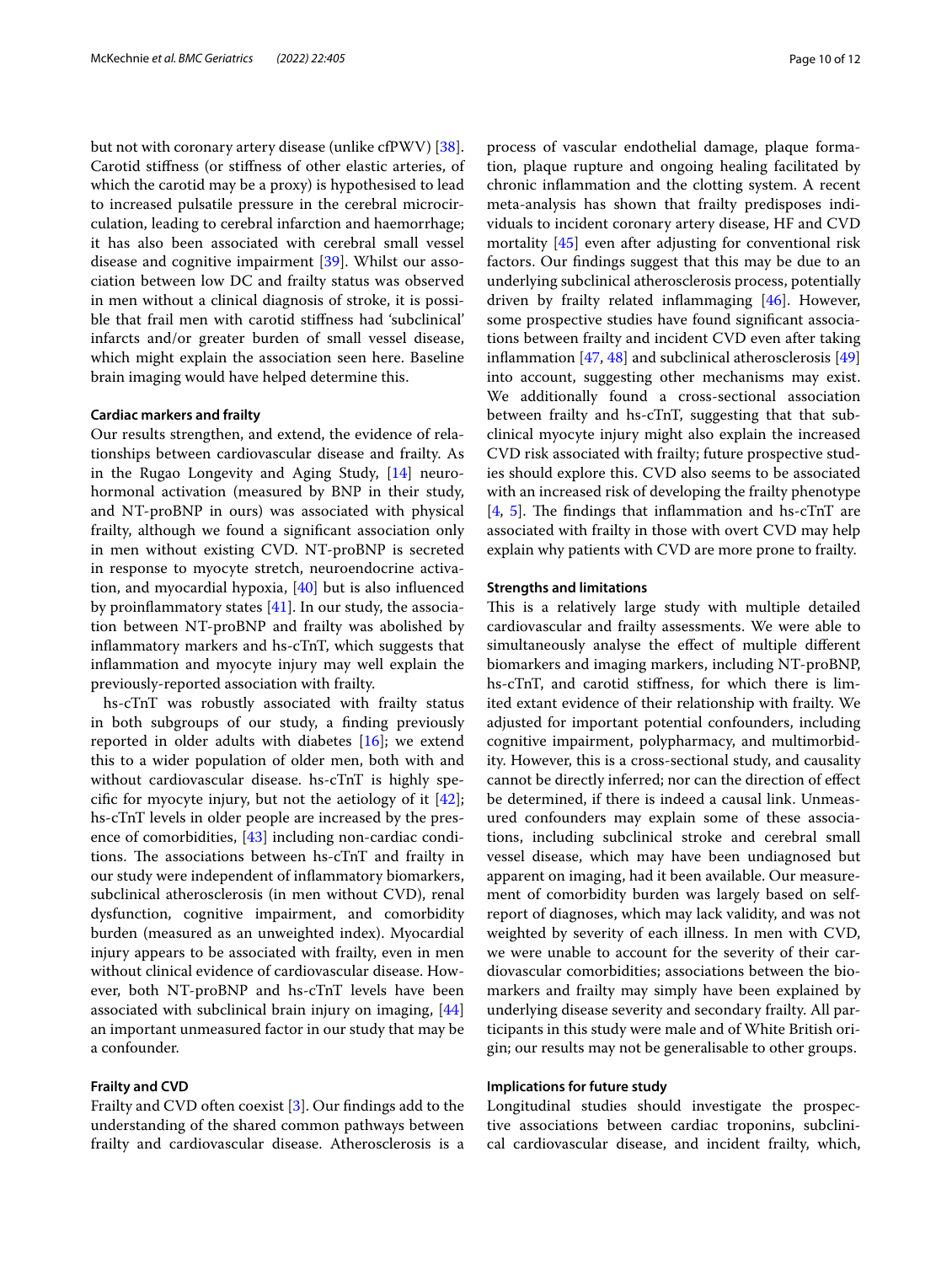but not with coronary artery disease (unlike cfPWV) [38]. Carotid stiffness (or stiffness of other elastic arteries, of which the carotid may be a proxy) is hypothesised to lead to increased pulsatile pressure in the cerebral microcirculation, leading to cerebral infarction and haemorrhage; it has also been associated with cerebral small vessel disease and cognitive impairment [39]. Whilst our association between low DC and frailty status was observed in men without a clinical diagnosis of stroke, it is possible that frail men with carotid stiffness had 'subclinical' infarcts and/or greater burden of small vessel disease, which might explain the association seen here. Baseline brain imaging would have helped determine this.

#### Cardiac markers and frailty

Our results strengthen, and extend, the evidence of relationships between cardiovascular disease and frailty. As in the Rugao Longevity and Aging Study, [14] neurohormonal activation (measured by BNP in their study, and NT-proBNP in ours) was associated with physical frailty, although we found a significant association only in men without existing CVD. NT-proBNP is secreted in response to myocyte stretch, neuroendocrine activation, and myocardial hypoxia, [40] but is also influenced by proinflammatory states [41]. In our study, the association between NT-proBNP and frailty was abolished by inflammatory markers and hs-cTnT, which suggests that inflammation and myocyte injury may well explain the previously-reported association with frailty.

hs-cTnT was robustly associated with frailty status in both subgroups of our study, a finding previously reported in older adults with diabetes [16]; we extend this to a wider population of older men, both with and without cardiovascular disease. hs-cTnT is highly specific for myocyte injury, but not the aetiology of it [42]; hs-cTnT levels in older people are increased by the presence of comorbidities, [43] including non-cardiac conditions. The associations between hs-cTnT and frailty in our study were independent of inflammatory biomarkers, subclinical atherosclerosis (in men without CVD), renal dysfunction, cognitive impairment, and comorbidity burden (measured as an unweighted index). Myocardial injury appears to be associated with frailty, even in men without clinical evidence of cardiovascular disease. However, both NT-proBNP and hs-cTnT levels have been associated with subclinical brain injury on imaging, [44] an important unmeasured factor in our study that may be a confounder.

#### Frailty and CVD

Frailty and CVD often coexist [3]. Our findings add to the understanding of the shared common pathways between frailty and cardiovascular disease. Atherosclerosis is a process of vascular endothelial damage, plaque formation, plaque rupture and ongoing healing facilitated by chronic inflammation and the clotting system. A recent meta-analysis has shown that frailty predisposes individuals to incident coronary artery disease, HF and CVD mortality [45] even after adjusting for conventional risk factors. Our findings suggest that this may be due to an underlying subclinical atherosclerosis process, potentially driven by frailty related inflammaging [46]. However, some prospective studies have found significant associations between frailty and incident CVD even after taking inflammation [47, 48] and subclinical atherosclerosis [49] into account, suggesting other mechanisms may exist. We additionally found a cross-sectional association between frailty and hs-cTnT, suggesting that that subclinical myocyte injury might also explain the increased CVD risk associated with frailty; future prospective studies should explore this. CVD also seems to be associated with an increased risk of developing the frailty phenotype [4, 5]. The findings that inflammation and hs-cTnT are associated with frailty in those with overt CVD may help explain why patients with CVD are more prone to frailty.

#### Strengths and limitations

This is a relatively large study with multiple detailed cardiovascular and frailty assessments. We were able to simultaneously analyse the effect of multiple different biomarkers and imaging markers, including NT-proBNP, hs-cTnT, and carotid stiffness, for which there is limited extant evidence of their relationship with frailty. We adjusted for important potential confounders, including cognitive impairment, polypharmacy, and multimorbidity. However, this is a cross-sectional study, and causality cannot be directly inferred; nor can the direction of effect be determined, if there is indeed a causal link. Unmeasured confounders may explain some of these associations, including subclinical stroke and cerebral small vessel disease, which may have been undiagnosed but apparent on imaging, had it been available. Our measurement of comorbidity burden was largely based on self-report of diagnoses, which may lack validity, and was not weighted by severity of each illness. In men with CVD, we were unable to account for the severity of their cardiovascular comorbidities; associations between the biomarkers and frailty may simply have been explained by underlying disease severity and secondary frailty. All participants in this study were male and of White British origin; our results may not be generalisable to other groups.

#### Implications for future study

Longitudinal studies should investigate the prospective associations between cardiac troponins, subclinical cardiovascular disease, and incident frailty, which,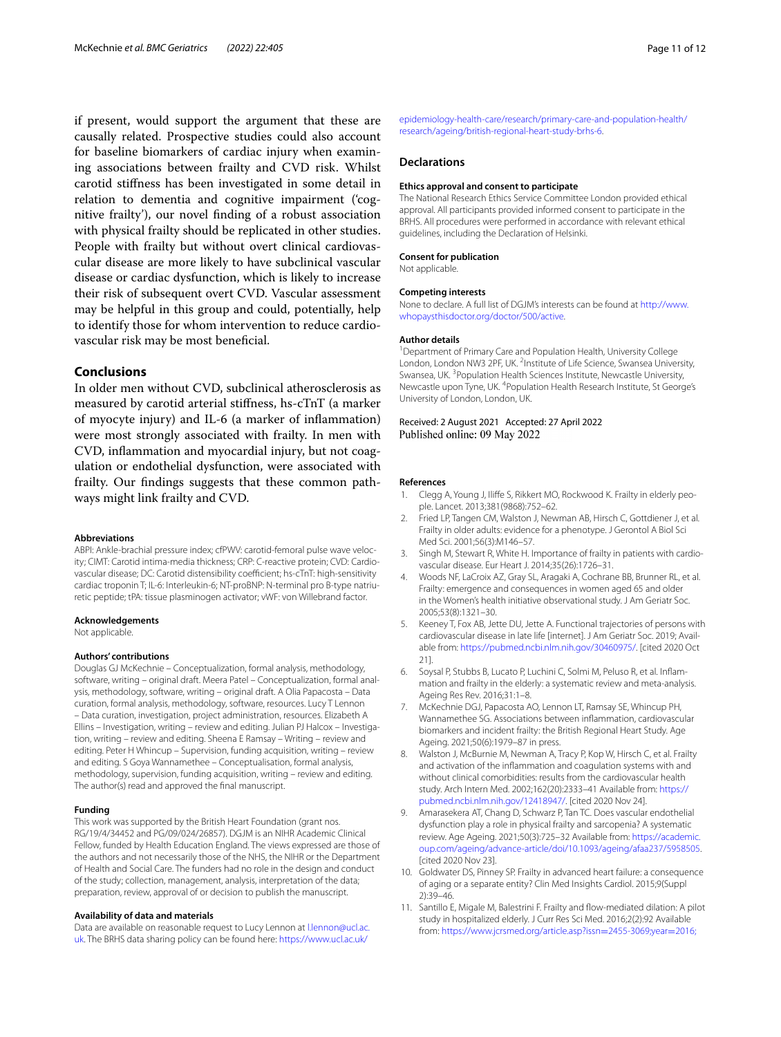if present, would support the argument that these are causally related. Prospective studies could also account for baseline biomarkers of cardiac injury when examining associations between frailty and CVD risk. Whilst carotid stiffness has been investigated in some detail in relation to dementia and cognitive impairment ('cognitive frailty'), our novel finding of a robust association with physical frailty should be replicated in other studies. People with frailty but without overt clinical cardiovascular disease are more likely to have subclinical vascular disease or cardiac dysfunction, which is likely to increase their risk of subsequent overt CVD. Vascular assessment may be helpful in this group and could, potentially, help to identify those for whom intervention to reduce cardiovascular risk may be most beneficial.

## Conclusions

In older men without CVD, subclinical atherosclerosis as measured by carotid arterial stiffness, hs-cTnT (a marker of myocyte injury) and IL-6 (a marker of inflammation) were most strongly associated with frailty. In men with CVD, inflammation and myocardial injury, but not coagulation or endothelial dysfunction, were associated with frailty. Our findings suggests that these common pathways might link frailty and CVD.

#### Abbreviations

ABPI: Ankle-brachial pressure index; cfPWV: carotid-femoral pulse wave velocity; CIMT: Carotid intima-media thickness; CRP: C-reactive protein; CVD: Cardiovascular disease; DC: Carotid distensibility coefficient; hs-cTnT: high-sensitivity cardiac troponin T; IL-6: Interleukin-6; NT-proBNP: N-terminal pro B-type natriuretic peptide; tPA: tissue plasminogen activator; vWF: von Willebrand factor.

#### Acknowledgements

Not applicable.

#### Authors' contributions

Douglas GJ McKechnie – Conceptualization, formal analysis, methodology, software, writing – original draft. Meera Patel – Conceptualization, formal analysis, methodology, software, writing – original draft. A Olia Papacosta – Data curation, formal analysis, methodology, software, resources. Lucy T Lennon – Data curation, investigation, project administration, resources. Elizabeth A Ellins – Investigation, writing – review and editing. Julian PJ Halcox – Investigation, writing – review and editing. Sheena E Ramsay – Writing – review and editing. Peter H Whincup – Supervision, funding acquisition, writing – review and editing. S Goya Wannamethee – Conceptualisation, formal analysis, methodology, supervision, funding acquisition, writing – review and editing. The author(s) read and approved the final manuscript.

#### Funding

This work was supported by the British Heart Foundation (grant nos. RG/19/4/34452 and PG/09/024/26857). DGJM is an NIHR Academic Clinical Fellow, funded by Health Education England. The views expressed are those of the authors and not necessarily those of the NHS, the NIHR or the Department of Health and Social Care. The funders had no role in the design and conduct of the study; collection, management, analysis, interpretation of the data; preparation, review, approval of or decision to publish the manuscript.

#### Availability of data and materials

Data are available on reasonable request to Lucy Lennon at l.lennon@ucl.ac.uk. The BRHS data sharing policy can be found here: https://www.ucl.ac.uk/epidemiology-health-care/research/primary-care-and-population-health/research/ageing/british-regional-heart-study-brhs-6.

## Declarations

#### Ethics approval and consent to participate

The National Research Ethics Service Committee London provided ethical approval. All participants provided informed consent to participate in the BRHS. All procedures were performed in accordance with relevant ethical guidelines, including the Declaration of Helsinki.

#### Consent for publication

Not applicable.

#### Competing interests

None to declare. A full list of DGJM's interests can be found at http://www.whopaysthisdoctor.org/doctor/500/active.

#### Author details

[1]Department of Primary Care and Population Health, University College London, London NW3 2PF, UK. [2]Institute of Life Science, Swansea University, Swansea, UK. [3]Population Health Sciences Institute, Newcastle University, Newcastle upon Tyne, UK. [4]Population Health Research Institute, St George's University of London, London, UK.

Received: 2 August 2021 Accepted: 27 April 2022
Published online: 09 May 2022

#### References

1. Clegg A, Young J, Iliffe S, Rikkert MO, Rockwood K. Frailty in elderly people. Lancet. 2013;381(9868):752–62.
2. Fried LP, Tangen CM, Walston J, Newman AB, Hirsch C, Gottdiener J, et al. Frailty in older adults: evidence for a phenotype. J Gerontol A Biol Sci Med Sci. 2001;56(3):M146–57.
3. Singh M, Stewart R, White H. Importance of frailty in patients with cardiovascular disease. Eur Heart J. 2014;35(26):1726–31.
4. Woods NF, LaCroix AZ, Gray SL, Aragaki A, Cochrane BB, Brunner RL, et al. Frailty: emergence and consequences in women aged 65 and older in the Women's health initiative observational study. J Am Geriatr Soc. 2005;53(8):1321–30.
5. Keeney T, Fox AB, Jette DU, Jette A. Functional trajectories of persons with cardiovascular disease in late life [internet]. J Am Geriatr Soc. 2019; Available from: https://pubmed.ncbi.nlm.nih.gov/30460975/. [cited 2020 Oct 21].
6. Soysal P, Stubbs B, Lucato P, Luchini C, Solmi M, Peluso R, et al. Inflammation and frailty in the elderly: a systematic review and meta-analysis. Ageing Res Rev. 2016;31:1–8.
7. McKechnie DGJ, Papacosta AO, Lennon LT, Ramsay SE, Whincup PH, Wannamethee SG. Associations between inflammation, cardiovascular biomarkers and incident frailty: the British Regional Heart Study. Age Ageing. 2021;50(6):1979–87 in press.
8. Walston J, McBurnie M, Newman A, Tracy P, Kop W, Hirsch C, et al. Frailty and activation of the inflammation and coagulation systems with and without clinical comorbidities: results from the cardiovascular health study. Arch Intern Med. 2002;162(20):2333–41 Available from: https://pubmed.ncbi.nlm.nih.gov/12418947/. [cited 2020 Nov 24].
9. Amarasekera AT, Chang D, Schwarz P, Tan TC. Does vascular endothelial dysfunction play a role in physical frailty and sarcopenia? A systematic review. Age Ageing. 2021;50(3):725–32 Available from: https://academic.oup.com/ageing/advance-article/doi/10.1093/ageing/afaa237/5958505. [cited 2020 Nov 23].
10. Goldwater DS, Pinney SP. Frailty in advanced heart failure: a consequence of aging or a separate entity? Clin Med Insights Cardiol. 2015;9(Suppl 2):39–46.
11. Santillo E, Migale M, Balestrini F. Frailty and flow-mediated dilation: A pilot study in hospitalized elderly. J Curr Res Sci Med. 2016;2(2):92 Available from: https://www.jcrsmed.org/article.asp?issn=2455-3069;year=2016;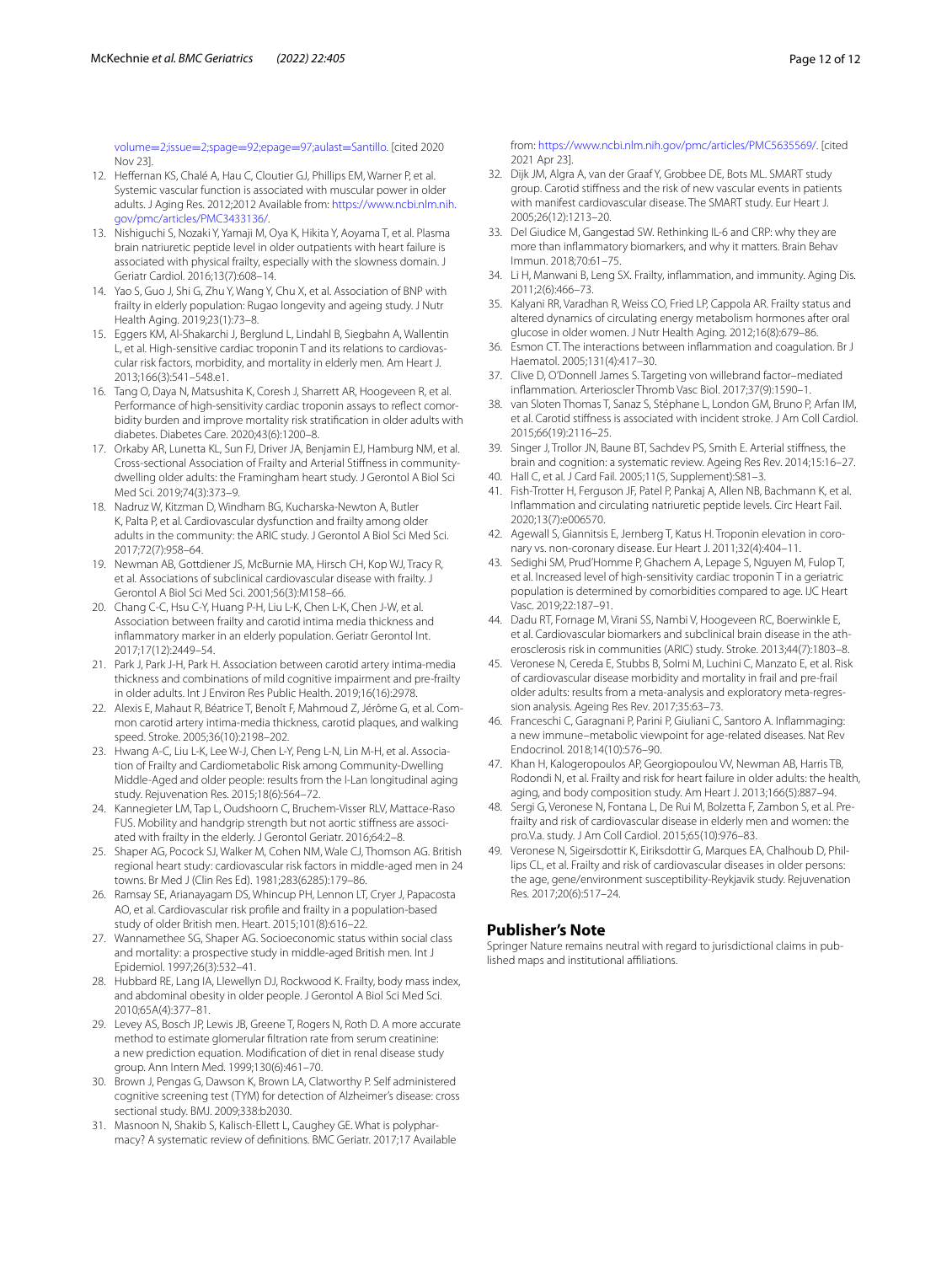volume=2;issue=2;spage=92;epage=97;aulast=Santillo. [cited 2020 Nov 23].

12. Heffernan KS, Chalé A, Hau C, Cloutier GJ, Phillips EM, Warner P, et al. Systemic vascular function is associated with muscular power in older adults. J Aging Res. 2012;2012 Available from: https://www.ncbi.nlm.nih.gov/pmc/articles/PMC3433136/.
13. Nishiguchi S, Nozaki Y, Yamaji M, Oya K, Hikita Y, Aoyama T, et al. Plasma brain natriuretic peptide level in older outpatients with heart failure is associated with physical frailty, especially with the slowness domain. J Geriatr Cardiol. 2016;13(7):608–14.
14. Yao S, Guo J, Shi G, Zhu Y, Wang Y, Chu X, et al. Association of BNP with frailty in elderly population: Rugao longevity and ageing study. J Nutr Health Aging. 2019;23(1):73–8.
15. Eggers KM, Al-Shakarchi J, Berglund L, Lindahl B, Siegbahn A, Wallentin L, et al. High-sensitive cardiac troponin T and its relations to cardiovascular risk factors, morbidity, and mortality in elderly men. Am Heart J. 2013;166(3):541–548.e1.
16. Tang O, Daya N, Matsushita K, Coresh J, Sharrett AR, Hoogeveen R, et al. Performance of high-sensitivity cardiac troponin assays to reflect comorbidity burden and improve mortality risk stratification in older adults with diabetes. Diabetes Care. 2020;43(6):1200–8.
17. Orkaby AR, Lunetta KL, Sun FJ, Driver JA, Benjamin EJ, Hamburg NM, et al. Cross-sectional Association of Frailty and Arterial Stiffness in community-dwelling older adults: the Framingham heart study. J Gerontol A Biol Sci Med Sci. 2019;74(3):373–9.
18. Nadruz W, Kitzman D, Windham BG, Kucharska-Newton A, Butler K, Palta P, et al. Cardiovascular dysfunction and frailty among older adults in the community: the ARIC study. J Gerontol A Biol Sci Med Sci. 2017;72(7):958–64.
19. Newman AB, Gottdiener JS, McBurnie MA, Hirsch CH, Kop WJ, Tracy R, et al. Associations of subclinical cardiovascular disease with frailty. J Gerontol A Biol Sci Med Sci. 2001;56(3):M158–66.
20. Chang C-C, Hsu C-Y, Huang P-H, Liu L-K, Chen L-K, Chen J-W, et al. Association between frailty and carotid intima media thickness and inflammatory marker in an elderly population. Geriatr Gerontol Int. 2017;17(12):2449–54.
21. Park J, Park J-H, Park H. Association between carotid artery intima-media thickness and combinations of mild cognitive impairment and pre-frailty in older adults. Int J Environ Res Public Health. 2019;16(16):2978.
22. Alexis E, Mahaut R, Béatrice T, Benoît F, Mahmoud Z, Jérôme G, et al. Common carotid artery intima-media thickness, carotid plaques, and walking speed. Stroke. 2005;36(10):2198–202.
23. Hwang A-C, Liu L-K, Lee W-J, Chen L-Y, Peng L-N, Lin M-H, et al. Association of Frailty and Cardiometabolic Risk among Community-Dwelling Middle-Aged and older people: results from the I-Lan longitudinal aging study. Rejuvenation Res. 2015;18(6):564–72.
24. Kannegieter LM, Tap L, Oudshoorn C, Bruchem-Visser RLV, Mattace-Raso FUS. Mobility and handgrip strength but not aortic stiffness are associated with frailty in the elderly. J Gerontol Geriatr. 2016;64:2–8.
25. Shaper AG, Pocock SJ, Walker M, Cohen NM, Wale CJ, Thomson AG. British regional heart study: cardiovascular risk factors in middle-aged men in 24 towns. Br Med J (Clin Res Ed). 1981;283(6285):179–86.
26. Ramsay SE, Arianayagam DS, Whincup PH, Lennon LT, Cryer J, Papacosta AO, et al. Cardiovascular risk profile and frailty in a population-based study of older British men. Heart. 2015;101(8):616–22.
27. Wannamethee SG, Shaper AG. Socioeconomic status within social class and mortality: a prospective study in middle-aged British men. Int J Epidemiol. 1997;26(3):532–41.
28. Hubbard RE, Lang IA, Llewellyn DJ, Rockwood K. Frailty, body mass index, and abdominal obesity in older people. J Gerontol A Biol Sci Med Sci. 2010;65A(4):377–81.
29. Levey AS, Bosch JP, Lewis JB, Greene T, Rogers N, Roth D. A more accurate method to estimate glomerular filtration rate from serum creatinine: a new prediction equation. Modification of diet in renal disease study group. Ann Intern Med. 1999;130(6):461–70.
30. Brown J, Pengas G, Dawson K, Brown LA, Clatworthy P. Self administered cognitive screening test (TYM) for detection of Alzheimer's disease: cross sectional study. BMJ. 2009;338:b2030.
31. Masnoon N, Shakib S, Kalisch-Ellett L, Caughey GE. What is polypharmacy? A systematic review of definitions. BMC Geriatr. 2017;17 Available from: https://www.ncbi.nlm.nih.gov/pmc/articles/PMC5635569/. [cited 2021 Apr 23].
32. Dijk JM, Algra A, van der Graaf Y, Grobbee DE, Bots ML. SMART study group. Carotid stiffness and the risk of new vascular events in patients with manifest cardiovascular disease. The SMART study. Eur Heart J. 2005;26(12):1213–20.
33. Del Giudice M, Gangestad SW. Rethinking IL-6 and CRP: why they are more than inflammatory biomarkers, and why it matters. Brain Behav Immun. 2018;70:61–75.
34. Li H, Manwani B, Leng SX. Frailty, inflammation, and immunity. Aging Dis. 2011;2(6):466–73.
35. Kalyani RR, Varadhan R, Weiss CO, Fried LP, Cappola AR. Frailty status and altered dynamics of circulating energy metabolism hormones after oral glucose in older women. J Nutr Health Aging. 2012;16(8):679–86.
36. Esmon CT. The interactions between inflammation and coagulation. Br J Haematol. 2005;131(4):417–30.
37. Clive D, O'Donnell James S. Targeting von willebrand factor–mediated inflammation. Arterioscler Thromb Vasc Biol. 2017;37(9):1590–1.
38. van Sloten Thomas T, Sanaz S, Stéphane L, London GM, Bruno P, Arfan IM, et al. Carotid stiffness is associated with incident stroke. J Am Coll Cardiol. 2015;66(19):2116–25.
39. Singer J, Trollor JN, Baune BT, Sachdev PS, Smith E. Arterial stiffness, the brain and cognition: a systematic review. Ageing Res Rev. 2014;15:16–27.
40. Hall C, et al. J Card Fail. 2005;11(5, Supplement):S81–3.
41. Fish-Trotter H, Ferguson JF, Patel P, Pankaj A, Allen NB, Bachmann K, et al. Inflammation and circulating natriuretic peptide levels. Circ Heart Fail. 2020;13(7):e006570.
42. Agewall S, Giannitsis E, Jernberg T, Katus H. Troponin elevation in coronary vs. non-coronary disease. Eur Heart J. 2011;32(4):404–11.
43. Sedighi SM, Prud'Homme P, Ghachem A, Lepage S, Nguyen M, Fulop T, et al. Increased level of high-sensitivity cardiac troponin T in a geriatric population is determined by comorbidities compared to age. IJC Heart Vasc. 2019;22:187–91.
44. Dadu RT, Fornage M, Virani SS, Nambi V, Hoogeveen RC, Boerwinkle E, et al. Cardiovascular biomarkers and subclinical brain disease in the atherosclerosis risk in communities (ARIC) study. Stroke. 2013;44(7):1803–8.
45. Veronese N, Cereda E, Stubbs B, Solmi M, Luchini C, Manzato E, et al. Risk of cardiovascular disease morbidity and mortality in frail and pre-frail older adults: results from a meta-analysis and exploratory meta-regression analysis. Ageing Res Rev. 2017;35:63–73.
46. Franceschi C, Garagnani P, Parini P, Giuliani C, Santoro A. Inflammaging: a new immune–metabolic viewpoint for age-related diseases. Nat Rev Endocrinol. 2018;14(10):576–90.
47. Khan H, Kalogeropoulos AP, Georgiopoulou VV, Newman AB, Harris TB, Rodondi N, et al. Frailty and risk for heart failure in older adults: the health, aging, and body composition study. Am Heart J. 2013;166(5):887–94.
48. Sergi G, Veronese N, Fontana L, De Rui M, Bolzetta F, Zambon S, et al. Pre-frailty and risk of cardiovascular disease in elderly men and women: the pro.V.a. study. J Am Coll Cardiol. 2015;65(10):976–83.
49. Veronese N, Sigeirsdottir K, Eiriksdottir G, Marques EA, Chalhoub D, Phillips CL, et al. Frailty and risk of cardiovascular diseases in older persons: the age, gene/environment susceptibility-Reykjavik study. Rejuvenation Res. 2017;20(6):517–24.

## Publisher's Note

Springer Nature remains neutral with regard to jurisdictional claims in published maps and institutional affiliations.